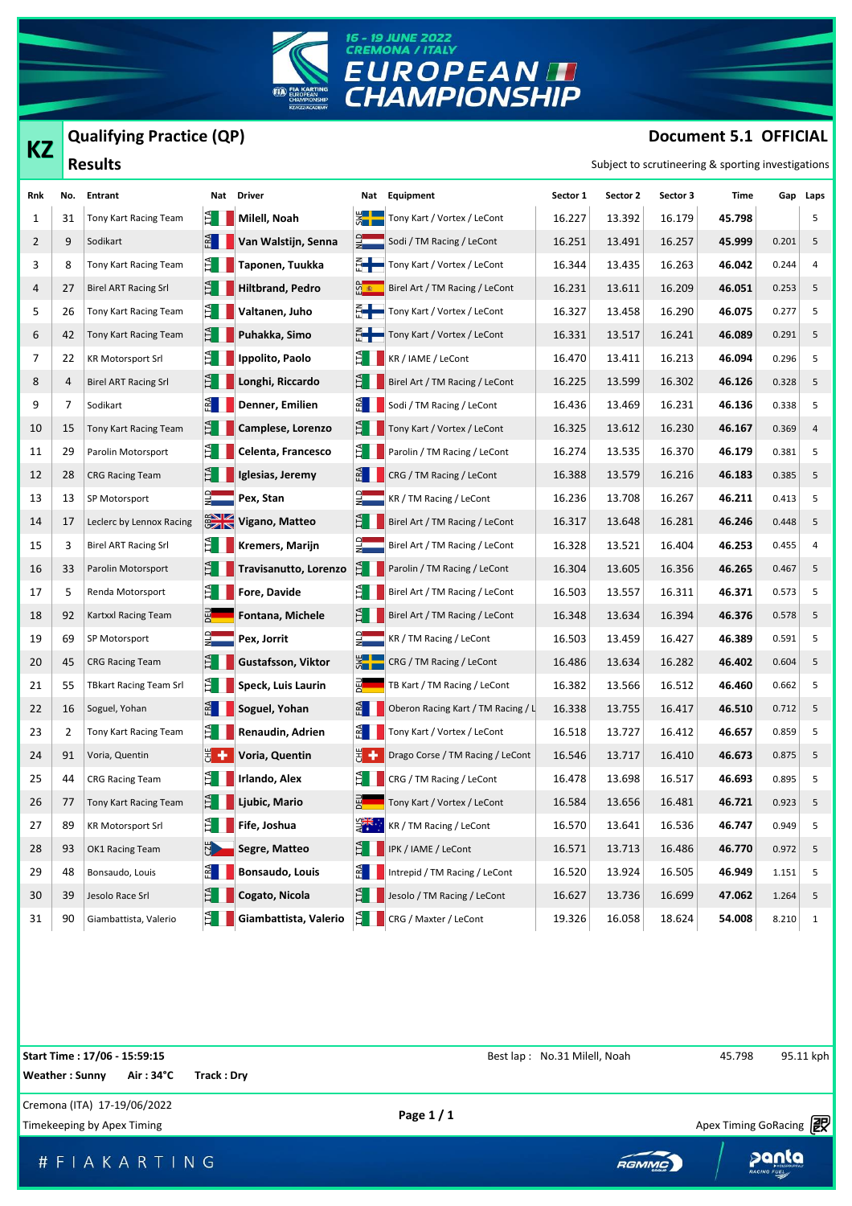# EUROPEAN CHAMPIONSHIP

16 - 19 JUNE 2022
CREMONA / ITALY

## KZ Qualifying Practice (QP) Results

**Document 5.1 OFFICIAL**

Subject to scrutineering & sporting investigations

| Rnk | No. | Entrant | Nat | Driver | Nat | Equipment | Sector 1 | Sector 2 | Sector 3 | Time | Gap | Laps |
|---|---|---|---|---|---|---|---|---|---|---|---|---|
| 1 | 31 | Tony Kart Racing Team | ITA | **Milell, Noah** | SWE | Tony Kart / Vortex / LeCont | 16.227 | 13.392 | 16.179 | **45.798** | | 5 |
| 2 | 9 | Sodikart | FRA | **Van Walstijn, Senna** | NLD | Sodi / TM Racing / LeCont | 16.251 | 13.491 | 16.257 | **45.999** | 0.201 | 5 |
| 3 | 8 | Tony Kart Racing Team | ITA | **Taponen, Tuukka** | FIN | Tony Kart / Vortex / LeCont | 16.344 | 13.435 | 16.263 | **46.042** | 0.244 | 4 |
| 4 | 27 | Birel ART Racing Srl | ITA | **Hiltbrand, Pedro** | ESP | Birel Art / TM Racing / LeCont | 16.231 | 13.611 | 16.209 | **46.051** | 0.253 | 5 |
| 5 | 26 | Tony Kart Racing Team | ITA | **Valtanen, Juho** | FIN | Tony Kart / Vortex / LeCont | 16.327 | 13.458 | 16.290 | **46.075** | 0.277 | 5 |
| 6 | 42 | Tony Kart Racing Team | ITA | **Puhakka, Simo** | FIN | Tony Kart / Vortex / LeCont | 16.331 | 13.517 | 16.241 | **46.089** | 0.291 | 5 |
| 7 | 22 | KR Motorsport Srl | ITA | **Ippolito, Paolo** | ITA | KR / IAME / LeCont | 16.470 | 13.411 | 16.213 | **46.094** | 0.296 | 5 |
| 8 | 4 | Birel ART Racing Srl | ITA | **Longhi, Riccardo** | ITA | Birel Art / TM Racing / LeCont | 16.225 | 13.599 | 16.302 | **46.126** | 0.328 | 5 |
| 9 | 7 | Sodikart | FRA | **Denner, Emilien** | FRA | Sodi / TM Racing / LeCont | 16.436 | 13.469 | 16.231 | **46.136** | 0.338 | 5 |
| 10 | 15 | Tony Kart Racing Team | ITA | **Camplese, Lorenzo** | ITA | Tony Kart / Vortex / LeCont | 16.325 | 13.612 | 16.230 | **46.167** | 0.369 | 4 |
| 11 | 29 | Parolin Motorsport | ITA | **Celenta, Francesco** | ITA | Parolin / TM Racing / LeCont | 16.274 | 13.535 | 16.370 | **46.179** | 0.381 | 5 |
| 12 | 28 | CRG Racing Team | ITA | **Iglesias, Jeremy** | FRA | CRG / TM Racing / LeCont | 16.388 | 13.579 | 16.216 | **46.183** | 0.385 | 5 |
| 13 | 13 | SP Motorsport | NLD | **Pex, Stan** | NLD | KR / TM Racing / LeCont | 16.236 | 13.708 | 16.267 | **46.211** | 0.413 | 5 |
| 14 | 17 | Leclerc by Lennox Racing | GBR | **Vigano, Matteo** | ITA | Birel Art / TM Racing / LeCont | 16.317 | 13.648 | 16.281 | **46.246** | 0.448 | 5 |
| 15 | 3 | Birel ART Racing Srl | ITA | **Kremers, Marijn** | NLD | Birel Art / TM Racing / LeCont | 16.328 | 13.521 | 16.404 | **46.253** | 0.455 | 4 |
| 16 | 33 | Parolin Motorsport | ITA | **Travisanutto, Lorenzo** | ITA | Parolin / TM Racing / LeCont | 16.304 | 13.605 | 16.356 | **46.265** | 0.467 | 5 |
| 17 | 5 | Renda Motorsport | ITA | **Fore, Davide** | ITA | Birel Art / TM Racing / LeCont | 16.503 | 13.557 | 16.311 | **46.371** | 0.573 | 5 |
| 18 | 92 | Kartxxl Racing Team | DEU | **Fontana, Michele** | ITA | Birel Art / TM Racing / LeCont | 16.348 | 13.634 | 16.394 | **46.376** | 0.578 | 5 |
| 19 | 69 | SP Motorsport | NLD | **Pex, Jorrit** | NLD | KR / TM Racing / LeCont | 16.503 | 13.459 | 16.427 | **46.389** | 0.591 | 5 |
| 20 | 45 | CRG Racing Team | ITA | **Gustafsson, Viktor** | SWE | CRG / TM Racing / LeCont | 16.486 | 13.634 | 16.282 | **46.402** | 0.604 | 5 |
| 21 | 55 | TBkart Racing Team Srl | ITA | **Speck, Luis Laurin** | DEU | TB Kart / TM Racing / LeCont | 16.382 | 13.566 | 16.512 | **46.460** | 0.662 | 5 |
| 22 | 16 | Soguel, Yohan | FRA | **Soguel, Yohan** | FRA | Oberon Racing Kart / TM Racing / L | 16.338 | 13.755 | 16.417 | **46.510** | 0.712 | 5 |
| 23 | 2 | Tony Kart Racing Team | ITA | **Renaudin, Adrien** | FRA | Tony Kart / Vortex / LeCont | 16.518 | 13.727 | 16.412 | **46.657** | 0.859 | 5 |
| 24 | 91 | Voria, Quentin | CHE | **Voria, Quentin** | CHE | Drago Corse / TM Racing / LeCont | 16.546 | 13.717 | 16.410 | **46.673** | 0.875 | 5 |
| 25 | 44 | CRG Racing Team | ITA | **Irlando, Alex** | ITA | CRG / TM Racing / LeCont | 16.478 | 13.698 | 16.517 | **46.693** | 0.895 | 5 |
| 26 | 77 | Tony Kart Racing Team | ITA | **Ljubic, Mario** | DEU | Tony Kart / Vortex / LeCont | 16.584 | 13.656 | 16.481 | **46.721** | 0.923 | 5 |
| 27 | 89 | KR Motorsport Srl | ITA | **Fife, Joshua** | AUS | KR / TM Racing / LeCont | 16.570 | 13.641 | 16.536 | **46.747** | 0.949 | 5 |
| 28 | 93 | OK1 Racing Team | CZE | **Segre, Matteo** | ITA | IPK / IAME / LeCont | 16.571 | 13.713 | 16.486 | **46.770** | 0.972 | 5 |
| 29 | 48 | Bonsaudo, Louis | FRA | **Bonsaudo, Louis** | FRA | Intrepid / TM Racing / LeCont | 16.520 | 13.924 | 16.505 | **46.949** | 1.151 | 5 |
| 30 | 39 | Jesolo Race Srl | ITA | **Cogato, Nicola** | ITA | Jesolo / TM Racing / LeCont | 16.627 | 13.736 | 16.699 | **47.062** | 1.264 | 5 |
| 31 | 90 | Giambattista, Valerio | ITA | **Giambattista, Valerio** | ITA | CRG / Maxter / LeCont | 19.326 | 16.058 | 18.624 | **54.008** | 8.210 | 1 |

**Start Time : 17/06 - 15:59:15**

Best lap : No.31 Milell, Noah 45.798 95.11 kph

**Weather : Sunny** **Air : 34°C** **Track : Dry**

Cremona (ITA) 17-19/06/2022

Timekeeping by Apex Timing

Apex Timing GoRacing

# F I A K A R T I N G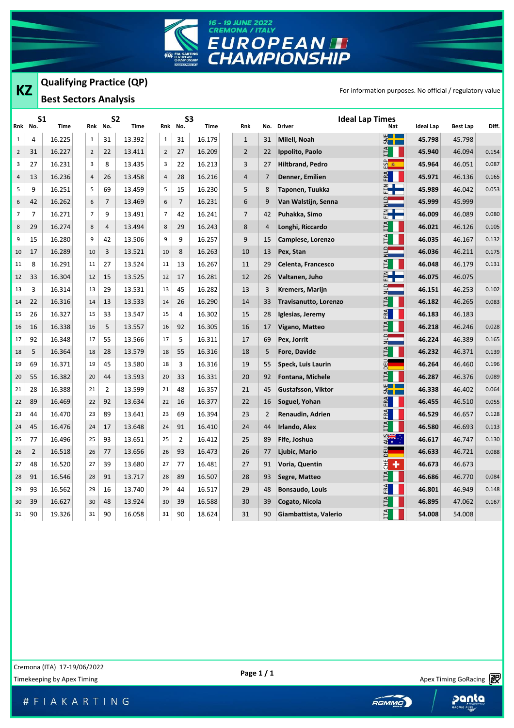16 - 19 JUNE 2022
CREMONA / ITALY
EUROPEAN CHAMPIONSHIP

# KZ

## Qualifying Practice (QP)

## Best Sectors Analysis

For information purposes. No official / regulatory value

| S1 Rnk | No. | Time | S2 Rnk | No. | Time | S3 Rnk | No. | Time |
|---|---|---|---|---|---|---|---|---|
| 1 | 4 | 16.225 | 1 | 31 | 13.392 | 1 | 31 | 16.179 |
| 2 | 31 | 16.227 | 2 | 22 | 13.411 | 2 | 27 | 16.209 |
| 3 | 27 | 16.231 | 3 | 8 | 13.435 | 3 | 22 | 16.213 |
| 4 | 13 | 16.236 | 4 | 26 | 13.458 | 4 | 28 | 16.216 |
| 5 | 9 | 16.251 | 5 | 69 | 13.459 | 5 | 15 | 16.230 |
| 6 | 42 | 16.262 | 6 | 7 | 13.469 | 6 | 7 | 16.231 |
| 7 | 7 | 16.271 | 7 | 9 | 13.491 | 7 | 42 | 16.241 |
| 8 | 29 | 16.274 | 8 | 4 | 13.494 | 8 | 29 | 16.243 |
| 9 | 15 | 16.280 | 9 | 42 | 13.506 | 9 | 9 | 16.257 |
| 10 | 17 | 16.289 | 10 | 3 | 13.521 | 10 | 8 | 16.263 |
| 11 | 8 | 16.291 | 11 | 27 | 13.524 | 11 | 13 | 16.267 |
| 12 | 33 | 16.304 | 12 | 15 | 13.525 | 12 | 17 | 16.281 |
| 13 | 3 | 16.314 | 13 | 29 | 13.531 | 13 | 45 | 16.282 |
| 14 | 22 | 16.316 | 14 | 13 | 13.533 | 14 | 26 | 16.290 |
| 15 | 26 | 16.327 | 15 | 33 | 13.547 | 15 | 4 | 16.302 |
| 16 | 16 | 16.338 | 16 | 5 | 13.557 | 16 | 92 | 16.305 |
| 17 | 92 | 16.348 | 17 | 55 | 13.566 | 17 | 5 | 16.311 |
| 18 | 5 | 16.364 | 18 | 28 | 13.579 | 18 | 55 | 16.316 |
| 19 | 69 | 16.371 | 19 | 45 | 13.580 | 18 | 3 | 16.316 |
| 20 | 55 | 16.382 | 20 | 44 | 13.593 | 20 | 33 | 16.331 |
| 21 | 28 | 16.388 | 21 | 2 | 13.599 | 21 | 48 | 16.357 |
| 22 | 89 | 16.469 | 22 | 92 | 13.634 | 22 | 16 | 16.377 |
| 23 | 44 | 16.470 | 23 | 89 | 13.641 | 23 | 69 | 16.394 |
| 24 | 45 | 16.476 | 24 | 17 | 13.648 | 24 | 91 | 16.410 |
| 25 | 77 | 16.496 | 25 | 93 | 13.651 | 25 | 2 | 16.412 |
| 26 | 2 | 16.518 | 26 | 77 | 13.656 | 26 | 93 | 16.473 |
| 27 | 48 | 16.520 | 27 | 39 | 13.680 | 27 | 77 | 16.481 |
| 28 | 91 | 16.546 | 28 | 91 | 13.717 | 28 | 89 | 16.507 |
| 29 | 93 | 16.562 | 29 | 16 | 13.740 | 29 | 44 | 16.517 |
| 30 | 39 | 16.627 | 30 | 48 | 13.924 | 30 | 39 | 16.588 |
| 31 | 90 | 19.326 | 31 | 90 | 16.058 | 31 | 90 | 18.624 |

### Ideal Lap Times

| Rnk | No. | Driver | Nat | Ideal Lap | Best Lap | Diff. |
|---|---|---|---|---|---|---|
| 1 | 31 | Milell, Noah | SWE | 45.798 | 45.798 | |
| 2 | 22 | Ippolito, Paolo | ITA | 45.940 | 46.094 | 0.154 |
| 3 | 27 | Hiltbrand, Pedro | ESP | 45.964 | 46.051 | 0.087 |
| 4 | 7 | Denner, Emilien | FRA | 45.971 | 46.136 | 0.165 |
| 5 | 8 | Taponen, Tuukka | FIN | 45.989 | 46.042 | 0.053 |
| 6 | 9 | Van Walstijn, Senna | NLD | 45.999 | 45.999 | |
| 7 | 42 | Puhakka, Simo | FIN | 46.009 | 46.089 | 0.080 |
| 8 | 4 | Longhi, Riccardo | ITA | 46.021 | 46.126 | 0.105 |
| 9 | 15 | Camplese, Lorenzo | ITA | 46.035 | 46.167 | 0.132 |
| 10 | 13 | Pex, Stan | NLD | 46.036 | 46.211 | 0.175 |
| 11 | 29 | Celenta, Francesco | ITA | 46.048 | 46.179 | 0.131 |
| 12 | 26 | Valtanen, Juho | FIN | 46.075 | 46.075 | |
| 13 | 3 | Kremers, Marijn | NLD | 46.151 | 46.253 | 0.102 |
| 14 | 33 | Travisanutto, Lorenzo | ITA | 46.182 | 46.265 | 0.083 |
| 15 | 28 | Iglesias, Jeremy | FRA | 46.183 | 46.183 | |
| 16 | 17 | Vigano, Matteo | ITA | 46.218 | 46.246 | 0.028 |
| 17 | 69 | Pex, Jorrit | NLD | 46.224 | 46.389 | 0.165 |
| 18 | 5 | Fore, Davide | ITA | 46.232 | 46.371 | 0.139 |
| 19 | 55 | Speck, Luis Laurin | DEU | 46.264 | 46.460 | 0.196 |
| 20 | 92 | Fontana, Michele | ITA | 46.287 | 46.376 | 0.089 |
| 21 | 45 | Gustafsson, Viktor | SWE | 46.338 | 46.402 | 0.064 |
| 22 | 16 | Soguel, Yohan | FRA | 46.455 | 46.510 | 0.055 |
| 23 | 2 | Renaudin, Adrien | FRA | 46.529 | 46.657 | 0.128 |
| 24 | 44 | Irlando, Alex | ITA | 46.580 | 46.693 | 0.113 |
| 25 | 89 | Fife, Joshua | AUS | 46.617 | 46.747 | 0.130 |
| 26 | 77 | Ljubic, Mario | DEU | 46.633 | 46.721 | 0.088 |
| 27 | 91 | Voria, Quentin | CHE | 46.673 | 46.673 | |
| 28 | 93 | Segre, Matteo | ITA | 46.686 | 46.770 | 0.084 |
| 29 | 48 | Bonsaudo, Louis | FRA | 46.801 | 46.949 | 0.148 |
| 30 | 39 | Cogato, Nicola | ITA | 46.895 | 47.062 | 0.167 |
| 31 | 90 | Giambattista, Valerio | ITA | 54.008 | 54.008 | |

Cremona (ITA) 17-19/06/2022

Timekeeping by Apex Timing

Apex Timing GoRacing

#FIAKARTING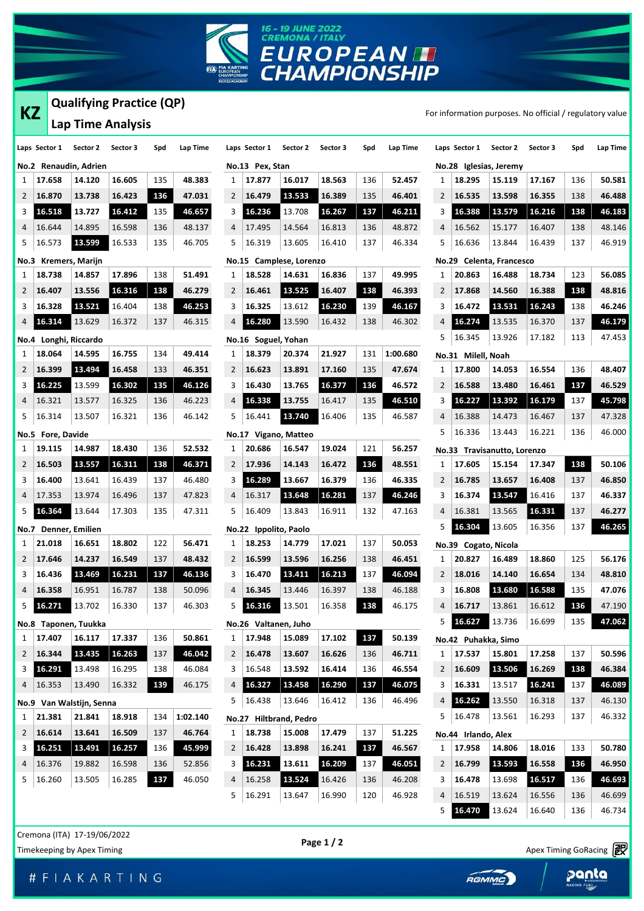# 16 - 19 JUNE 2022 CREMONA / ITALY EUROPEAN CHAMPIONSHIP

## KZ Qualifying Practice (QP) Lap Time Analysis

For information purposes. No official / regulatory value

### No.2 Renaudin, Adrien

| Laps | Sector 1 | Sector 2 | Sector 3 | Spd | Lap Time |
|---|---|---|---|---|---|
| 1 | 17.658 | 14.120 | 16.605 | 135 | 48.383 |
| 2 | 16.870 | 13.738 | 16.423 | 136 | 47.031 |
| 3 | 16.518 | 13.727 | 16.412 | 135 | 46.657 |
| 4 | 16.644 | 14.895 | 16.598 | 136 | 48.137 |
| 5 | 16.573 | 13.599 | 16.533 | 135 | 46.705 |

### No.3 Kremers, Marijn

| Laps | Sector 1 | Sector 2 | Sector 3 | Spd | Lap Time |
|---|---|---|---|---|---|
| 1 | 18.738 | 14.857 | 17.896 | 138 | 51.491 |
| 2 | 16.407 | 13.556 | 16.316 | 138 | 46.279 |
| 3 | 16.328 | 13.521 | 16.404 | 138 | 46.253 |
| 4 | 16.314 | 13.629 | 16.372 | 137 | 46.315 |

### No.4 Longhi, Riccardo

| Laps | Sector 1 | Sector 2 | Sector 3 | Spd | Lap Time |
|---|---|---|---|---|---|
| 1 | 18.064 | 14.595 | 16.755 | 134 | 49.414 |
| 2 | 16.399 | 13.494 | 16.458 | 133 | 46.351 |
| 3 | 16.225 | 13.599 | 16.302 | 135 | 46.126 |
| 4 | 16.321 | 13.577 | 16.325 | 136 | 46.223 |
| 5 | 16.314 | 13.507 | 16.321 | 136 | 46.142 |

### No.5 Fore, Davide

| Laps | Sector 1 | Sector 2 | Sector 3 | Spd | Lap Time |
|---|---|---|---|---|---|
| 1 | 19.115 | 14.987 | 18.430 | 136 | 52.532 |
| 2 | 16.503 | 13.557 | 16.311 | 138 | 46.371 |
| 3 | 16.400 | 13.641 | 16.439 | 137 | 46.480 |
| 4 | 17.353 | 13.974 | 16.496 | 137 | 47.823 |
| 5 | 16.364 | 13.644 | 17.303 | 135 | 47.311 |

### No.7 Denner, Emilien

| Laps | Sector 1 | Sector 2 | Sector 3 | Spd | Lap Time |
|---|---|---|---|---|---|
| 1 | 21.018 | 16.651 | 18.802 | 122 | 56.471 |
| 2 | 17.646 | 14.237 | 16.549 | 137 | 48.432 |
| 3 | 16.436 | 13.469 | 16.231 | 137 | 46.136 |
| 4 | 16.358 | 16.951 | 16.787 | 138 | 50.096 |
| 5 | 16.271 | 13.702 | 16.330 | 137 | 46.303 |

### No.8 Taponen, Tuukka

| Laps | Sector 1 | Sector 2 | Sector 3 | Spd | Lap Time |
|---|---|---|---|---|---|
| 1 | 17.407 | 16.117 | 17.337 | 136 | 50.861 |
| 2 | 16.344 | 13.435 | 16.263 | 137 | 46.042 |
| 3 | 16.291 | 13.498 | 16.295 | 138 | 46.084 |
| 4 | 16.353 | 13.490 | 16.332 | 139 | 46.175 |

### No.9 Van Walstijn, Senna

| Laps | Sector 1 | Sector 2 | Sector 3 | Spd | Lap Time |
|---|---|---|---|---|---|
| 1 | 21.381 | 21.841 | 18.918 | 134 | 1:02.140 |
| 2 | 16.614 | 13.641 | 16.509 | 137 | 46.764 |
| 3 | 16.251 | 13.491 | 16.257 | 136 | 45.999 |
| 4 | 16.376 | 19.882 | 16.598 | 136 | 52.856 |
| 5 | 16.260 | 13.505 | 16.285 | 137 | 46.050 |

### No.13 Pex, Stan

| Laps | Sector 1 | Sector 2 | Sector 3 | Spd | Lap Time |
|---|---|---|---|---|---|
| 1 | 17.877 | 16.017 | 18.563 | 136 | 52.457 |
| 2 | 16.479 | 13.533 | 16.389 | 135 | 46.401 |
| 3 | 16.236 | 13.708 | 16.267 | 137 | 46.211 |
| 4 | 17.495 | 14.564 | 16.813 | 136 | 48.872 |
| 5 | 16.319 | 13.605 | 16.410 | 137 | 46.334 |

### No.15 Camplese, Lorenzo

| Laps | Sector 1 | Sector 2 | Sector 3 | Spd | Lap Time |
|---|---|---|---|---|---|
| 1 | 18.528 | 14.631 | 16.836 | 137 | 49.995 |
| 2 | 16.461 | 13.525 | 16.407 | 138 | 46.393 |
| 3 | 16.325 | 13.612 | 16.230 | 139 | 46.167 |
| 4 | 16.280 | 13.590 | 16.432 | 138 | 46.302 |

### No.16 Soguel, Yohan

| Laps | Sector 1 | Sector 2 | Sector 3 | Spd | Lap Time |
|---|---|---|---|---|---|
| 1 | 18.379 | 20.374 | 21.927 | 131 | 1:00.680 |
| 2 | 16.623 | 13.891 | 17.160 | 135 | 47.674 |
| 3 | 16.430 | 13.765 | 16.377 | 136 | 46.572 |
| 4 | 16.338 | 13.755 | 16.417 | 135 | 46.510 |
| 5 | 16.441 | 13.740 | 16.406 | 135 | 46.587 |

### No.17 Vigano, Matteo

| Laps | Sector 1 | Sector 2 | Sector 3 | Spd | Lap Time |
|---|---|---|---|---|---|
| 1 | 20.686 | 16.547 | 19.024 | 121 | 56.257 |
| 2 | 17.936 | 14.143 | 16.472 | 136 | 48.551 |
| 3 | 16.289 | 13.667 | 16.379 | 136 | 46.335 |
| 4 | 16.317 | 13.648 | 16.281 | 137 | 46.246 |
| 5 | 16.409 | 13.843 | 16.911 | 132 | 47.163 |

### No.22 Ippolito, Paolo

| Laps | Sector 1 | Sector 2 | Sector 3 | Spd | Lap Time |
|---|---|---|---|---|---|
| 1 | 18.253 | 14.779 | 17.021 | 137 | 50.053 |
| 2 | 16.599 | 13.596 | 16.256 | 138 | 46.451 |
| 3 | 16.470 | 13.411 | 16.213 | 137 | 46.094 |
| 4 | 16.345 | 13.446 | 16.397 | 138 | 46.188 |
| 5 | 16.316 | 13.501 | 16.358 | 138 | 46.175 |

### No.26 Valtanen, Juho

| Laps | Sector 1 | Sector 2 | Sector 3 | Spd | Lap Time |
|---|---|---|---|---|---|
| 1 | 17.948 | 15.089 | 17.102 | 137 | 50.139 |
| 2 | 16.478 | 13.607 | 16.626 | 136 | 46.711 |
| 3 | 16.548 | 13.592 | 16.414 | 136 | 46.554 |
| 4 | 16.327 | 13.458 | 16.290 | 137 | 46.075 |
| 5 | 16.438 | 13.646 | 16.412 | 136 | 46.496 |

### No.27 Hiltbrand, Pedro

| Laps | Sector 1 | Sector 2 | Sector 3 | Spd | Lap Time |
|---|---|---|---|---|---|
| 1 | 18.738 | 15.008 | 17.479 | 137 | 51.225 |
| 2 | 16.428 | 13.898 | 16.241 | 137 | 46.567 |
| 3 | 16.231 | 13.611 | 16.209 | 137 | 46.051 |
| 4 | 16.258 | 13.524 | 16.426 | 136 | 46.208 |
| 5 | 16.291 | 13.647 | 16.990 | 120 | 46.928 |

### No.28 Iglesias, Jeremy

| Laps | Sector 1 | Sector 2 | Sector 3 | Spd | Lap Time |
|---|---|---|---|---|---|
| 1 | 18.295 | 15.119 | 17.167 | 136 | 50.581 |
| 2 | 16.535 | 13.598 | 16.355 | 138 | 46.488 |
| 3 | 16.388 | 13.579 | 16.216 | 138 | 46.183 |
| 4 | 16.562 | 15.177 | 16.407 | 138 | 48.146 |
| 5 | 16.636 | 13.844 | 16.439 | 137 | 46.919 |

### No.29 Celenta, Francesco

| Laps | Sector 1 | Sector 2 | Sector 3 | Spd | Lap Time |
|---|---|---|---|---|---|
| 1 | 20.863 | 16.488 | 18.734 | 123 | 56.085 |
| 2 | 17.868 | 14.560 | 16.388 | 138 | 48.816 |
| 3 | 16.472 | 13.531 | 16.243 | 138 | 46.246 |
| 4 | 16.274 | 13.535 | 16.370 | 137 | 46.179 |
| 5 | 16.345 | 13.926 | 17.182 | 113 | 47.453 |

### No.31 Milell, Noah

| Laps | Sector 1 | Sector 2 | Sector 3 | Spd | Lap Time |
|---|---|---|---|---|---|
| 1 | 17.800 | 14.053 | 16.554 | 136 | 48.407 |
| 2 | 16.588 | 13.480 | 16.461 | 137 | 46.529 |
| 3 | 16.227 | 13.392 | 16.179 | 137 | 45.798 |
| 4 | 16.388 | 14.473 | 16.467 | 137 | 47.328 |
| 5 | 16.336 | 13.443 | 16.221 | 136 | 46.000 |

### No.33 Travisanutto, Lorenzo

| Laps | Sector 1 | Sector 2 | Sector 3 | Spd | Lap Time |
|---|---|---|---|---|---|
| 1 | 17.605 | 15.154 | 17.347 | 138 | 50.106 |
| 2 | 16.785 | 13.657 | 16.408 | 137 | 46.850 |
| 3 | 16.374 | 13.547 | 16.416 | 137 | 46.337 |
| 4 | 16.381 | 13.565 | 16.331 | 137 | 46.277 |
| 5 | 16.304 | 13.605 | 16.356 | 137 | 46.265 |

### No.39 Cogato, Nicola

| Laps | Sector 1 | Sector 2 | Sector 3 | Spd | Lap Time |
|---|---|---|---|---|---|
| 1 | 20.827 | 16.489 | 18.860 | 125 | 56.176 |
| 2 | 18.016 | 14.140 | 16.654 | 134 | 48.810 |
| 3 | 16.808 | 13.680 | 16.588 | 135 | 47.076 |
| 4 | 16.717 | 13.861 | 16.612 | 136 | 47.190 |
| 5 | 16.627 | 13.736 | 16.699 | 135 | 47.062 |

### No.42 Puhakka, Simo

| Laps | Sector 1 | Sector 2 | Sector 3 | Spd | Lap Time |
|---|---|---|---|---|---|
| 1 | 17.537 | 15.801 | 17.258 | 137 | 50.596 |
| 2 | 16.609 | 13.506 | 16.269 | 138 | 46.384 |
| 3 | 16.331 | 13.517 | 16.241 | 137 | 46.089 |
| 4 | 16.262 | 13.550 | 16.318 | 137 | 46.130 |
| 5 | 16.478 | 13.561 | 16.293 | 137 | 46.332 |

### No.44 Irlando, Alex

| Laps | Sector 1 | Sector 2 | Sector 3 | Spd | Lap Time |
|---|---|---|---|---|---|
| 1 | 17.958 | 14.806 | 18.016 | 133 | 50.780 |
| 2 | 16.799 | 13.593 | 16.558 | 136 | 46.950 |
| 3 | 16.478 | 13.698 | 16.517 | 136 | 46.693 |
| 4 | 16.519 | 13.624 | 16.556 | 136 | 46.699 |
| 5 | 16.470 | 13.624 | 16.640 | 136 | 46.734 |

Cremona (ITA) 17-19/06/2022

Timekeeping by Apex Timing

Apex Timing GoRacing

#FIAKARTING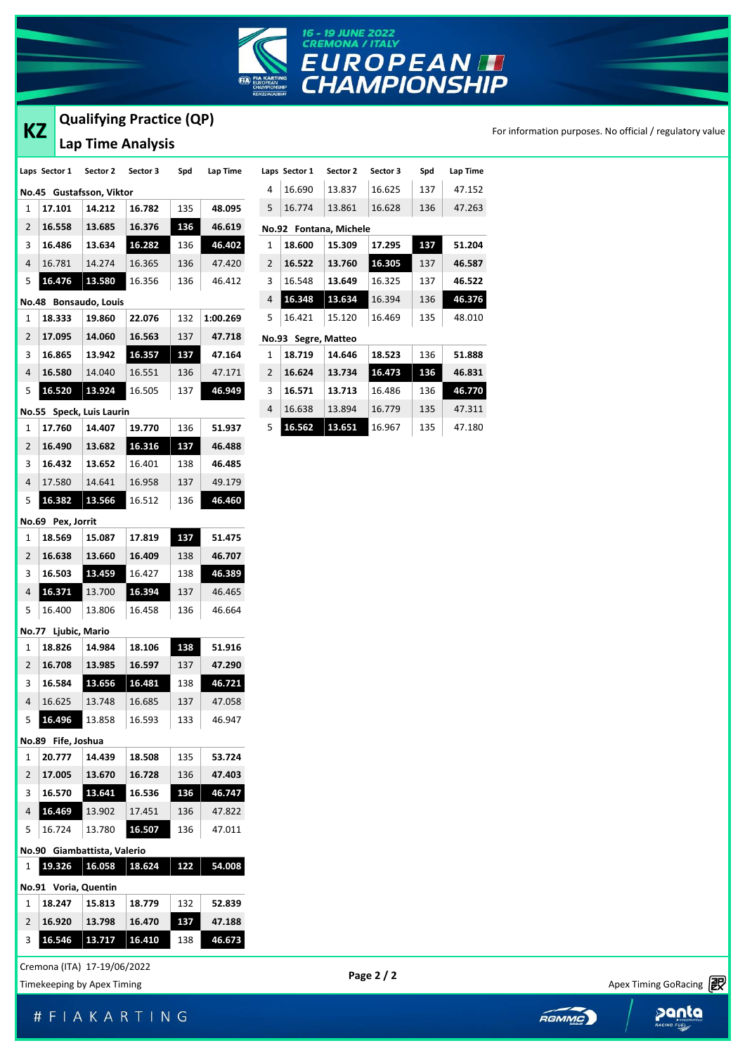16 - 19 JUNE 2022
CREMONA / ITALY
EUROPEAN CHAMPIONSHIP

# KZ

## Qualifying Practice (QP)

## Lap Time Analysis

For information purposes. No official / regulatory value

### No.45 Gustafsson, Viktor

| Laps | Sector 1 | Sector 2 | Sector 3 | Spd | Lap Time |
|---|---|---|---|---|---|
| 1 | **17.101** | **14.212** | **16.782** | 135 | **48.095** |
| 2 | **16.558** | **13.685** | **16.376** | **136** | **46.619** |
| 3 | **16.486** | **13.634** | **16.282** | 136 | **46.402** |
| 4 | 16.781 | 14.274 | 16.365 | 136 | 47.420 |
| 5 | **16.476** | **13.580** | 16.356 | 136 | 46.412 |

### No.48 Bonsaudo, Louis

| Laps | Sector 1 | Sector 2 | Sector 3 | Spd | Lap Time |
|---|---|---|---|---|---|
| 1 | **18.333** | **19.860** | **22.076** | 132 | **1:00.269** |
| 2 | **17.095** | **14.060** | **16.563** | 137 | **47.718** |
| 3 | **16.865** | **13.942** | **16.357** | **137** | **47.164** |
| 4 | **16.580** | 14.040 | 16.551 | 136 | 47.171 |
| 5 | **16.520** | **13.924** | 16.505 | 137 | **46.949** |

### No.55 Speck, Luis Laurin

| Laps | Sector 1 | Sector 2 | Sector 3 | Spd | Lap Time |
|---|---|---|---|---|---|
| 1 | **17.760** | **14.407** | **19.770** | 136 | **51.937** |
| 2 | **16.490** | **13.682** | **16.316** | **137** | **46.488** |
| 3 | **16.432** | **13.652** | 16.401 | 138 | **46.485** |
| 4 | 17.580 | 14.641 | 16.958 | 137 | 49.179 |
| 5 | **16.382** | **13.566** | 16.512 | 136 | **46.460** |

### No.69 Pex, Jorrit

| Laps | Sector 1 | Sector 2 | Sector 3 | Spd | Lap Time |
|---|---|---|---|---|---|
| 1 | **18.569** | **15.087** | **17.819** | **137** | **51.475** |
| 2 | **16.638** | **13.660** | **16.409** | 138 | **46.707** |
| 3 | **16.503** | **13.459** | 16.427 | 138 | **46.389** |
| 4 | **16.371** | 13.700 | **16.394** | 137 | 46.465 |
| 5 | 16.400 | 13.806 | 16.458 | 136 | 46.664 |

### No.77 Ljubic, Mario

| Laps | Sector 1 | Sector 2 | Sector 3 | Spd | Lap Time |
|---|---|---|---|---|---|
| 1 | **18.826** | **14.984** | **18.106** | **138** | **51.916** |
| 2 | **16.708** | **13.985** | **16.597** | 137 | **47.290** |
| 3 | **16.584** | **13.656** | **16.481** | 138 | **46.721** |
| 4 | 16.625 | 13.748 | 16.685 | 137 | 47.058 |
| 5 | **16.496** | 13.858 | 16.593 | 133 | 46.947 |

### No.89 Fife, Joshua

| Laps | Sector 1 | Sector 2 | Sector 3 | Spd | Lap Time |
|---|---|---|---|---|---|
| 1 | **20.777** | **14.439** | **18.508** | 135 | **53.724** |
| 2 | **17.005** | **13.670** | **16.728** | 136 | **47.403** |
| 3 | **16.570** | **13.641** | 16.536 | **136** | **46.747** |
| 4 | **16.469** | 13.902 | 17.451 | 136 | 47.822 |
| 5 | 16.724 | 13.780 | **16.507** | 136 | 47.011 |

### No.90 Giambattista, Valerio

| Laps | Sector 1 | Sector 2 | Sector 3 | Spd | Lap Time |
|---|---|---|---|---|---|
| 1 | **19.326** | **16.058** | **18.624** | **122** | **54.008** |

### No.91 Voria, Quentin

| Laps | Sector 1 | Sector 2 | Sector 3 | Spd | Lap Time |
|---|---|---|---|---|---|
| 1 | **18.247** | **15.813** | **18.779** | 132 | **52.839** |
| 2 | **16.920** | **13.798** | **16.470** | **137** | **47.188** |
| 3 | **16.546** | **13.717** | **16.410** | 138 | **46.673** |
| 4 | 16.690 | 13.837 | 16.625 | 137 | 47.152 |
| 5 | 16.774 | 13.861 | 16.628 | 136 | 47.263 |

### No.92 Fontana, Michele

| Laps | Sector 1 | Sector 2 | Sector 3 | Spd | Lap Time |
|---|---|---|---|---|---|
| 1 | **18.600** | **15.309** | **17.295** | **137** | **51.204** |
| 2 | **16.522** | **13.760** | **16.305** | 137 | **46.587** |
| 3 | 16.548 | **13.649** | 16.325 | 137 | **46.522** |
| 4 | **16.348** | **13.634** | 16.394 | 136 | **46.376** |
| 5 | 16.421 | 15.120 | 16.469 | 135 | 48.010 |

### No.93 Segre, Matteo

| Laps | Sector 1 | Sector 2 | Sector 3 | Spd | Lap Time |
|---|---|---|---|---|---|
| 1 | **18.719** | **14.646** | **18.523** | 136 | **51.888** |
| 2 | **16.624** | **13.734** | **16.473** | **136** | **46.831** |
| 3 | **16.571** | **13.713** | 16.486 | 136 | **46.770** |
| 4 | 16.638 | 13.894 | 16.779 | 135 | 47.311 |
| 5 | **16.562** | **13.651** | 16.967 | 135 | 47.180 |

Cremona (ITA) 17-19/06/2022

Timekeeping by Apex Timing

Apex Timing GoRacing

#FIAKARTING